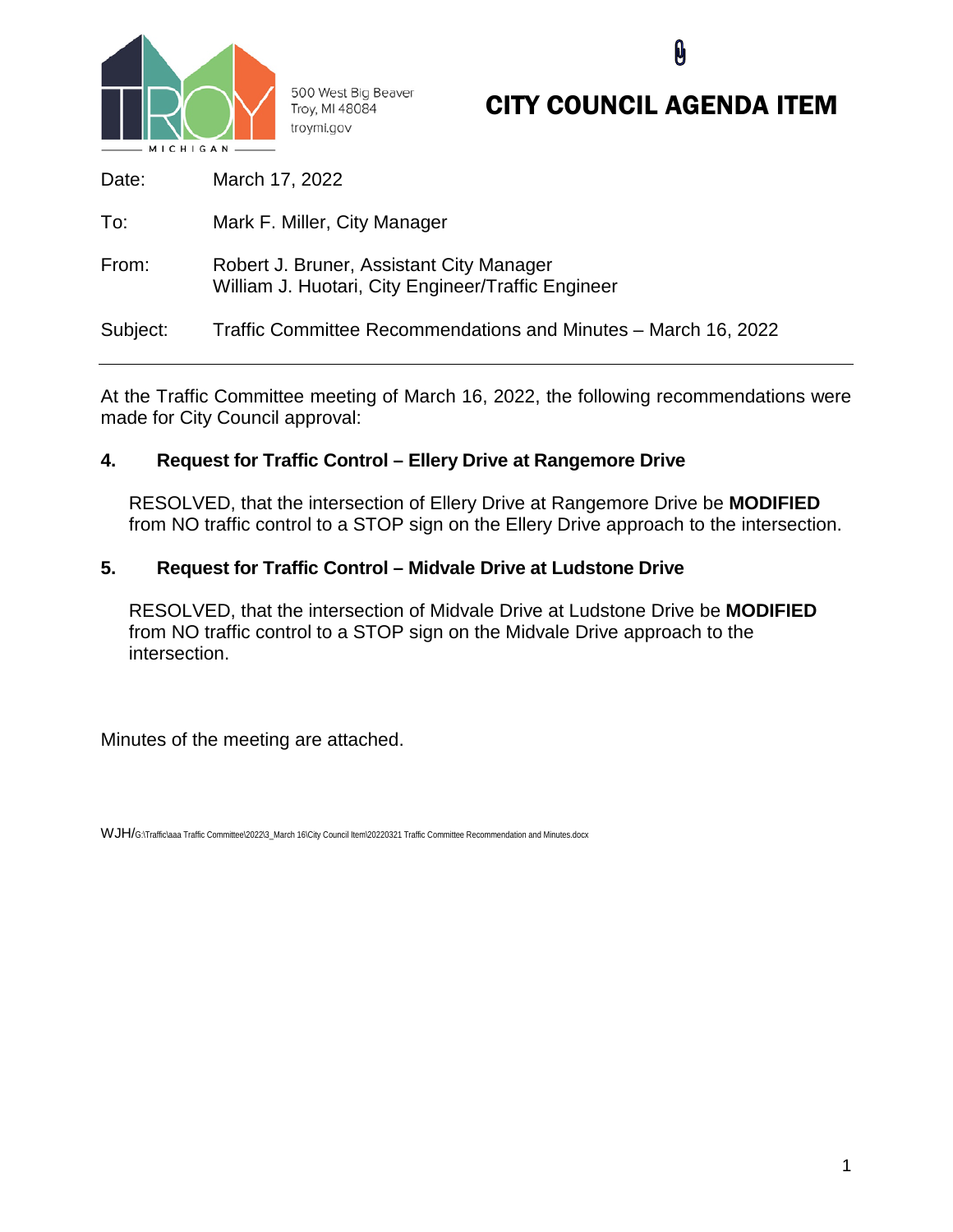500 West Big Beaver
Troy, MI 48084
troymi.gov

# CITY COUNCIL AGENDA ITEM

Date: March 17, 2022

To: Mark F. Miller, City Manager

From: Robert J. Bruner, Assistant City Manager
William J. Huotari, City Engineer/Traffic Engineer

Subject: Traffic Committee Recommendations and Minutes – March 16, 2022

---

At the Traffic Committee meeting of March 16, 2022, the following recommendations were made for City Council approval:

**4. Request for Traffic Control – Ellery Drive at Rangemore Drive**

RESOLVED, that the intersection of Ellery Drive at Rangemore Drive be **MODIFIED** from NO traffic control to a STOP sign on the Ellery Drive approach to the intersection.

**5. Request for Traffic Control – Midvale Drive at Ludstone Drive**

RESOLVED, that the intersection of Midvale Drive at Ludstone Drive be **MODIFIED** from NO traffic control to a STOP sign on the Midvale Drive approach to the intersection.

Minutes of the meeting are attached.

WJH/G:\Traffic\aaa Traffic Committee\2022\3_March 16\City Council Item\20220321 Traffic Committee Recommendation and Minutes.docx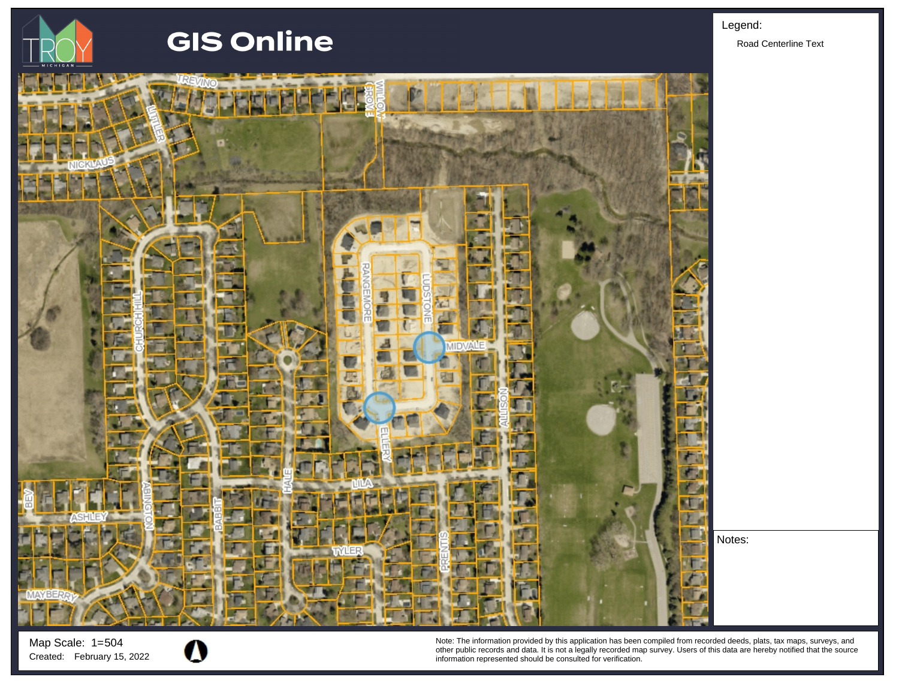# GIS Online

TROY MICHIGAN

**Legend:**

Road Centerline Text

**Notes:**

TREVINO
WILLOW GROVE
LITTLER
NICKLAUS
RANGEMORE
LUDSTONE
MIDVALE
CHURCHHILL
ALLISON
ELLERY
HALE
LILA
BEV
ASHLEY
ABINGTON
BABBIT
TYLER
PRENTIS
MAYBERRY

Map Scale: 1=504

Created: February 15, 2022

Note: The information provided by this application has been compiled from recorded deeds, plats, tax maps, surveys, and other public records and data. It is not a legally recorded map survey. Users of this data are hereby notified that the source information represented should be consulted for verification.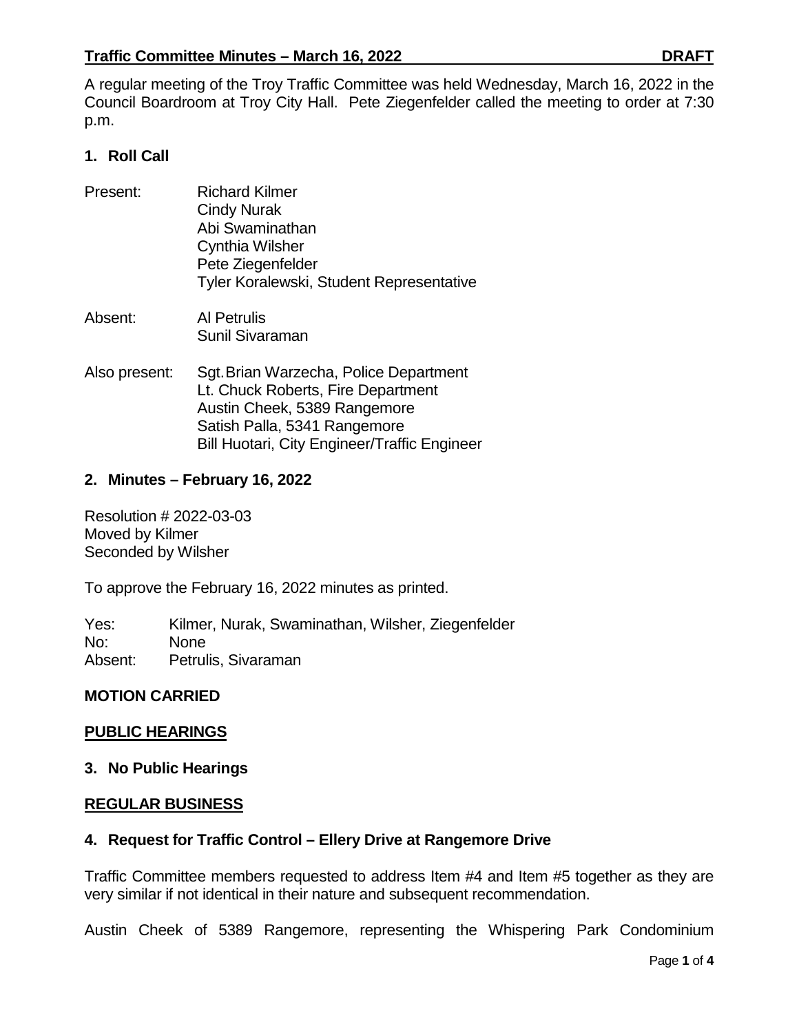## Traffic Committee Minutes – March 16, 2022 DRAFT

A regular meeting of the Troy Traffic Committee was held Wednesday, March 16, 2022 in the Council Boardroom at Troy City Hall. Pete Ziegenfelder called the meeting to order at 7:30 p.m.

### 1. Roll Call

Present: Richard Kilmer
Cindy Nurak
Abi Swaminathan
Cynthia Wilsher
Pete Ziegenfelder
Tyler Koralewski, Student Representative

Absent: Al Petrulis
Sunil Sivaraman

Also present: Sgt. Brian Warzecha, Police Department
Lt. Chuck Roberts, Fire Department
Austin Cheek, 5389 Rangemore
Satish Palla, 5341 Rangemore
Bill Huotari, City Engineer/Traffic Engineer

### 2. Minutes – February 16, 2022

Resolution # 2022-03-03
Moved by Kilmer
Seconded by Wilsher

To approve the February 16, 2022 minutes as printed.

Yes: Kilmer, Nurak, Swaminathan, Wilsher, Ziegenfelder
No: None
Absent: Petrulis, Sivaraman

**MOTION CARRIED**

**PUBLIC HEARINGS**

### 3. No Public Hearings

**REGULAR BUSINESS**

### 4. Request for Traffic Control – Ellery Drive at Rangemore Drive

Traffic Committee members requested to address Item #4 and Item #5 together as they are very similar if not identical in their nature and subsequent recommendation.

Austin Cheek of 5389 Rangemore, representing the Whispering Park Condominium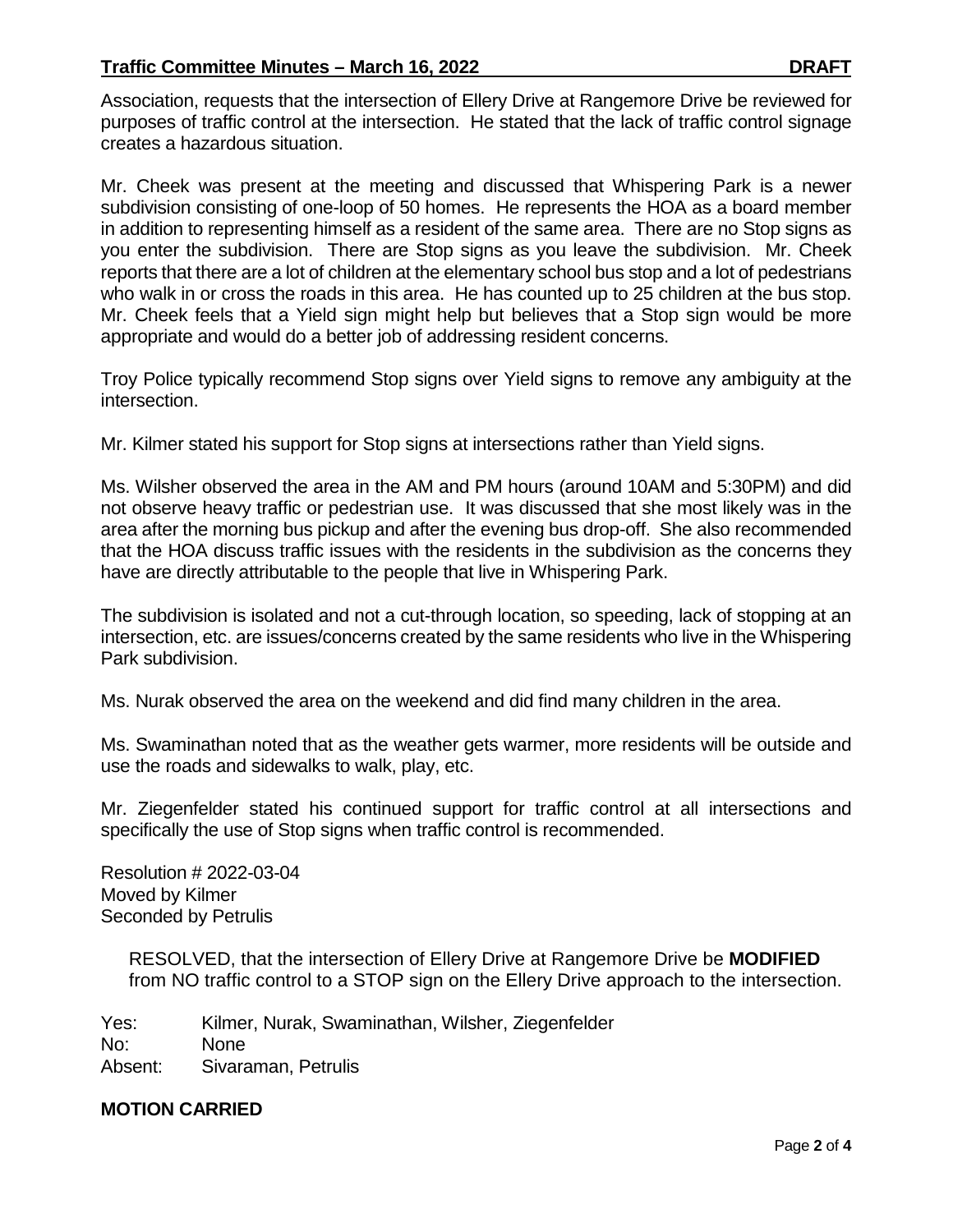Association, requests that the intersection of Ellery Drive at Rangemore Drive be reviewed for purposes of traffic control at the intersection. He stated that the lack of traffic control signage creates a hazardous situation.

Mr. Cheek was present at the meeting and discussed that Whispering Park is a newer subdivision consisting of one-loop of 50 homes. He represents the HOA as a board member in addition to representing himself as a resident of the same area. There are no Stop signs as you enter the subdivision. There are Stop signs as you leave the subdivision. Mr. Cheek reports that there are a lot of children at the elementary school bus stop and a lot of pedestrians who walk in or cross the roads in this area. He has counted up to 25 children at the bus stop. Mr. Cheek feels that a Yield sign might help but believes that a Stop sign would be more appropriate and would do a better job of addressing resident concerns.

Troy Police typically recommend Stop signs over Yield signs to remove any ambiguity at the intersection.

Mr. Kilmer stated his support for Stop signs at intersections rather than Yield signs.

Ms. Wilsher observed the area in the AM and PM hours (around 10AM and 5:30PM) and did not observe heavy traffic or pedestrian use. It was discussed that she most likely was in the area after the morning bus pickup and after the evening bus drop-off. She also recommended that the HOA discuss traffic issues with the residents in the subdivision as the concerns they have are directly attributable to the people that live in Whispering Park.

The subdivision is isolated and not a cut-through location, so speeding, lack of stopping at an intersection, etc. are issues/concerns created by the same residents who live in the Whispering Park subdivision.

Ms. Nurak observed the area on the weekend and did find many children in the area.

Ms. Swaminathan noted that as the weather gets warmer, more residents will be outside and use the roads and sidewalks to walk, play, etc.

Mr. Ziegenfelder stated his continued support for traffic control at all intersections and specifically the use of Stop signs when traffic control is recommended.

Resolution # 2022-03-04
Moved by Kilmer
Seconded by Petrulis

RESOLVED, that the intersection of Ellery Drive at Rangemore Drive be **MODIFIED** from NO traffic control to a STOP sign on the Ellery Drive approach to the intersection.

Yes: Kilmer, Nurak, Swaminathan, Wilsher, Ziegenfelder
No: None
Absent: Sivaraman, Petrulis

**MOTION CARRIED**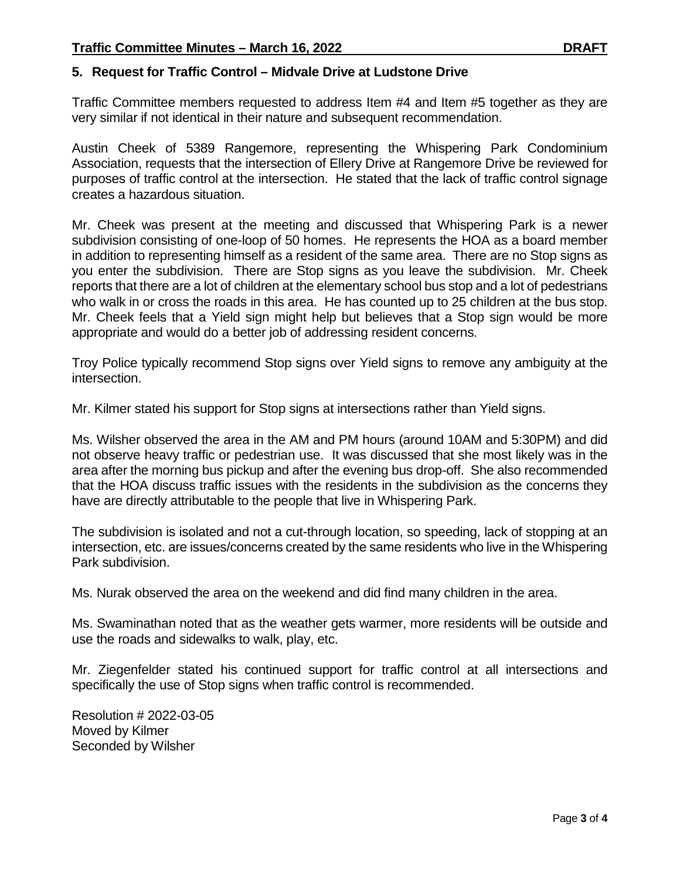### 5. Request for Traffic Control – Midvale Drive at Ludstone Drive

Traffic Committee members requested to address Item #4 and Item #5 together as they are very similar if not identical in their nature and subsequent recommendation.

Austin Cheek of 5389 Rangemore, representing the Whispering Park Condominium Association, requests that the intersection of Ellery Drive at Rangemore Drive be reviewed for purposes of traffic control at the intersection. He stated that the lack of traffic control signage creates a hazardous situation.

Mr. Cheek was present at the meeting and discussed that Whispering Park is a newer subdivision consisting of one-loop of 50 homes. He represents the HOA as a board member in addition to representing himself as a resident of the same area. There are no Stop signs as you enter the subdivision. There are Stop signs as you leave the subdivision. Mr. Cheek reports that there are a lot of children at the elementary school bus stop and a lot of pedestrians who walk in or cross the roads in this area. He has counted up to 25 children at the bus stop. Mr. Cheek feels that a Yield sign might help but believes that a Stop sign would be more appropriate and would do a better job of addressing resident concerns.

Troy Police typically recommend Stop signs over Yield signs to remove any ambiguity at the intersection.

Mr. Kilmer stated his support for Stop signs at intersections rather than Yield signs.

Ms. Wilsher observed the area in the AM and PM hours (around 10AM and 5:30PM) and did not observe heavy traffic or pedestrian use. It was discussed that she most likely was in the area after the morning bus pickup and after the evening bus drop-off. She also recommended that the HOA discuss traffic issues with the residents in the subdivision as the concerns they have are directly attributable to the people that live in Whispering Park.

The subdivision is isolated and not a cut-through location, so speeding, lack of stopping at an intersection, etc. are issues/concerns created by the same residents who live in the Whispering Park subdivision.

Ms. Nurak observed the area on the weekend and did find many children in the area.

Ms. Swaminathan noted that as the weather gets warmer, more residents will be outside and use the roads and sidewalks to walk, play, etc.

Mr. Ziegenfelder stated his continued support for traffic control at all intersections and specifically the use of Stop signs when traffic control is recommended.

Resolution # 2022-03-05
Moved by Kilmer
Seconded by Wilsher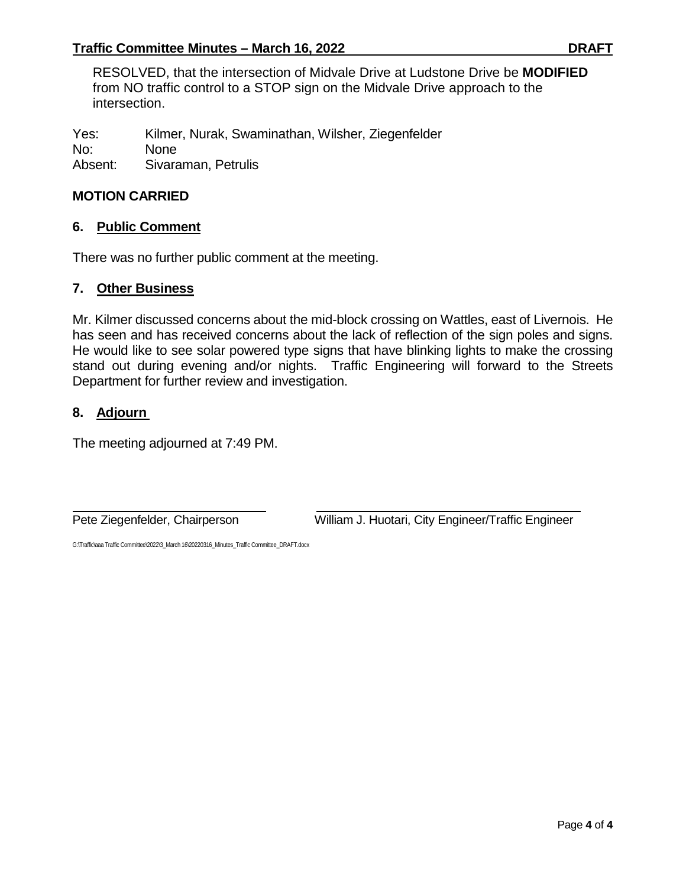RESOLVED, that the intersection of Midvale Drive at Ludstone Drive be **MODIFIED** from NO traffic control to a STOP sign on the Midvale Drive approach to the intersection.

Yes: Kilmer, Nurak, Swaminathan, Wilsher, Ziegenfelder
No: None
Absent: Sivaraman, Petrulis

**MOTION CARRIED**

## 6. Public Comment

There was no further public comment at the meeting.

## 7. Other Business

Mr. Kilmer discussed concerns about the mid-block crossing on Wattles, east of Livernois. He has seen and has received concerns about the lack of reflection of the sign poles and signs. He would like to see solar powered type signs that have blinking lights to make the crossing stand out during evening and/or nights. Traffic Engineering will forward to the Streets Department for further review and investigation.

## 8. Adjourn

The meeting adjourned at 7:49 PM.

Pete Ziegenfelder, Chairperson

William J. Huotari, City Engineer/Traffic Engineer

G:\Traffic\aaa Traffic Committee\2022\3_March 16\20220316_Minutes_Traffic Committee_DRAFT.docx